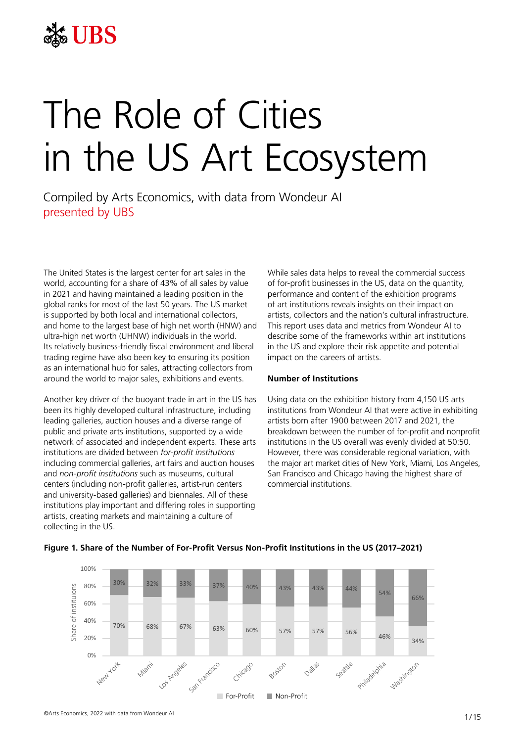# The Role of Cities in the US Art Ecosystem

Compiled by Arts Economics, with data from Wondeur AI
presented by UBS

The United States is the largest center for art sales in the world, accounting for a share of 43% of all sales by value in 2021 and having maintained a leading position in the global ranks for most of the last 50 years. The US market is supported by both local and international collectors, and home to the largest base of high net worth (HNW) and ultra-high net worth (UHNW) individuals in the world. Its relatively business-friendly fiscal environment and liberal trading regime have also been key to ensuring its position as an international hub for sales, attracting collectors from around the world to major sales, exhibitions and events.

Another key driver of the buoyant trade in art in the US has been its highly developed cultural infrastructure, including leading galleries, auction houses and a diverse range of public and private arts institutions, supported by a wide network of associated and independent experts. These arts institutions are divided between *for-profit institutions* including commercial galleries, art fairs and auction houses and *non-profit institutions* such as museums, cultural centers (including non-profit galleries, artist-run centers and university-based galleries) and biennales. All of these institutions play important and differing roles in supporting artists, creating markets and maintaining a culture of collecting in the US.

While sales data helps to reveal the commercial success of for-profit businesses in the US, data on the quantity, performance and content of the exhibition programs of art institutions reveals insights on their impact on artists, collectors and the nation's cultural infrastructure. This report uses data and metrics from Wondeur AI to describe some of the frameworks within art institutions in the US and explore their risk appetite and potential impact on the careers of artists.

**Number of Institutions**

Using data on the exhibition history from 4,150 US arts institutions from Wondeur AI that were active in exhibiting artists born after 1900 between 2017 and 2021, the breakdown between the number of for-profit and nonprofit institutions in the US overall was evenly divided at 50:50. However, there was considerable regional variation, with the major art market cities of New York, Miami, Los Angeles, San Francisco and Chicago having the highest share of commercial institutions.

**Figure 1. Share of the Number of For-Profit Versus Non-Profit Institutions in the US (2017–2021)**

| City | For-Profit | Non-Profit |
|---|---|---|
| New York | 70% | 30% |
| Miami | 68% | 32% |
| Los Angeles | 67% | 33% |
| San Francisco | 63% | 37% |
| Chicago | 60% | 40% |
| Boston | 57% | 43% |
| Dallas | 57% | 43% |
| Seattle | 56% | 44% |
| Philadelphia | 46% | 54% |
| Washington | 34% | 66% |

©Arts Economics, 2022 with data from Wondeur AI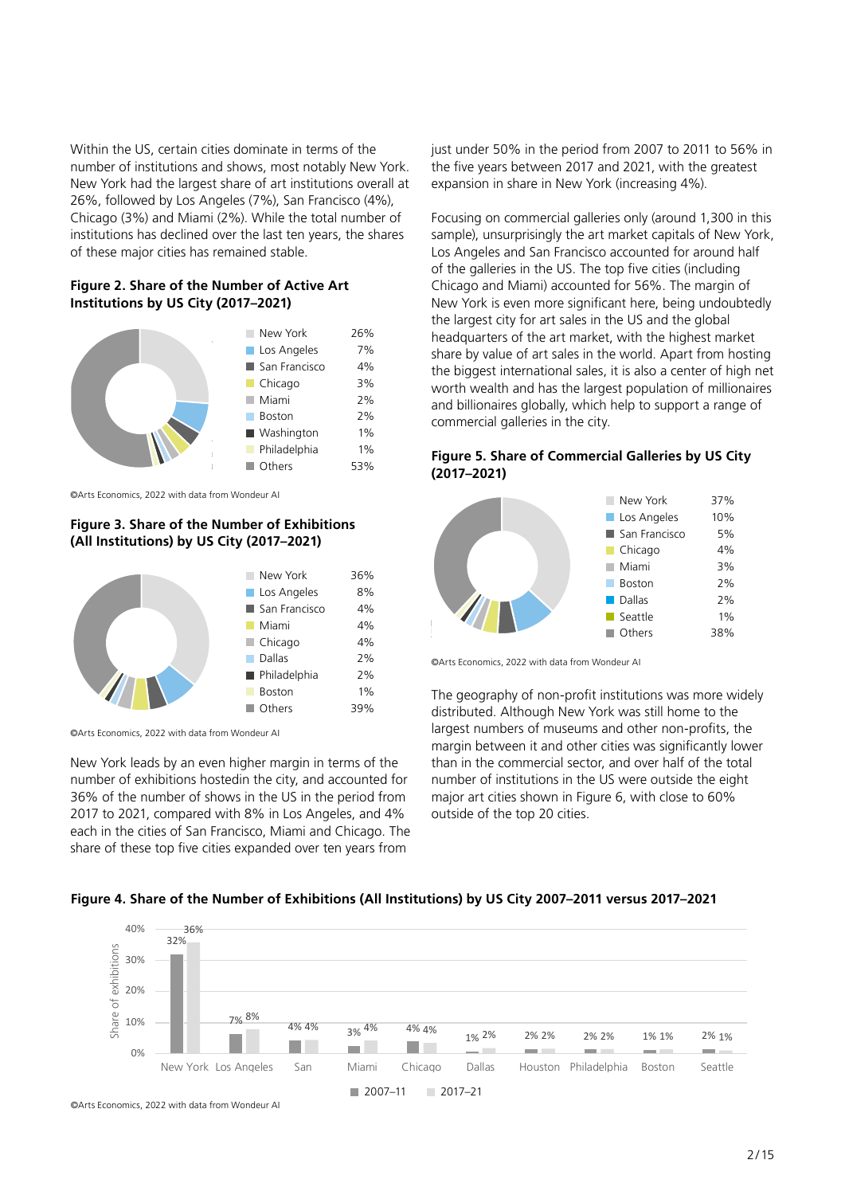Within the US, certain cities dominate in terms of the number of institutions and shows, most notably New York. New York had the largest share of art institutions overall at 26%, followed by Los Angeles (7%), San Francisco (4%), Chicago (3%) and Miami (2%). While the total number of institutions has declined over the last ten years, the shares of these major cities has remained stable.

**Figure 2. Share of the Number of Active Art Institutions by US City (2017–2021)**

| City | Share |
|---|---|
| New York | 26% |
| Los Angeles | 7% |
| San Francisco | 4% |
| Chicago | 3% |
| Miami | 2% |
| Boston | 2% |
| Washington | 1% |
| Philadelphia | 1% |
| Others | 53% |

©Arts Economics, 2022 with data from Wondeur AI

**Figure 3. Share of the Number of Exhibitions (All Institutions) by US City (2017–2021)**

| City | Share |
|---|---|
| New York | 36% |
| Los Angeles | 8% |
| San Francisco | 4% |
| Miami | 4% |
| Chicago | 4% |
| Dallas | 2% |
| Philadelphia | 2% |
| Boston | 1% |
| Others | 39% |

©Arts Economics, 2022 with data from Wondeur AI

New York leads by an even higher margin in terms of the number of exhibitions hostedin the city, and accounted for 36% of the number of shows in the US in the period from 2017 to 2021, compared with 8% in Los Angeles, and 4% each in the cities of San Francisco, Miami and Chicago. The share of these top five cities expanded over ten years from just under 50% in the period from 2007 to 2011 to 56% in the five years between 2017 and 2021, with the greatest expansion in share in New York (increasing 4%).

Focusing on commercial galleries only (around 1,300 in this sample), unsurprisingly the art market capitals of New York, Los Angeles and San Francisco accounted for around half of the galleries in the US. The top five cities (including Chicago and Miami) accounted for 56%. The margin of New York is even more significant here, being undoubtedly the largest city for art sales in the US and the global headquarters of the art market, with the highest market share by value of art sales in the world. Apart from hosting the biggest international sales, it is also a center of high net worth wealth and has the largest population of millionaires and billionaires globally, which help to support a range of commercial galleries in the city.

**Figure 5. Share of Commercial Galleries by US City (2017–2021)**

| City | Share |
|---|---|
| New York | 37% |
| Los Angeles | 10% |
| San Francisco | 5% |
| Chicago | 4% |
| Miami | 3% |
| Boston | 2% |
| Dallas | 2% |
| Seattle | 1% |
| Others | 38% |

©Arts Economics, 2022 with data from Wondeur AI

The geography of non-profit institutions was more widely distributed. Although New York was still home to the largest numbers of museums and other non-profits, the margin between it and other cities was significantly lower than in the commercial sector, and over half of the total number of institutions in the US were outside the eight major art cities shown in Figure 6, with close to 60% outside of the top 20 cities.

**Figure 4. Share of the Number of Exhibitions (All Institutions) by US City 2007–2011 versus 2017–2021**

| City | 2007–11 | 2017–21 |
|---|---|---|
| New York | 32% | 36% |
| Los Angeles | 7% | 8% |
| San | 4% | 4% |
| Miami | 3% | 4% |
| Chicago | 4% | 4% |
| Dallas | 1% | 2% |
| Houston | 2% | 2% |
| Philadelphia | 2% | 2% |
| Boston | 1% | 1% |
| Seattle | 2% | 1% |

©Arts Economics, 2022 with data from Wondeur AI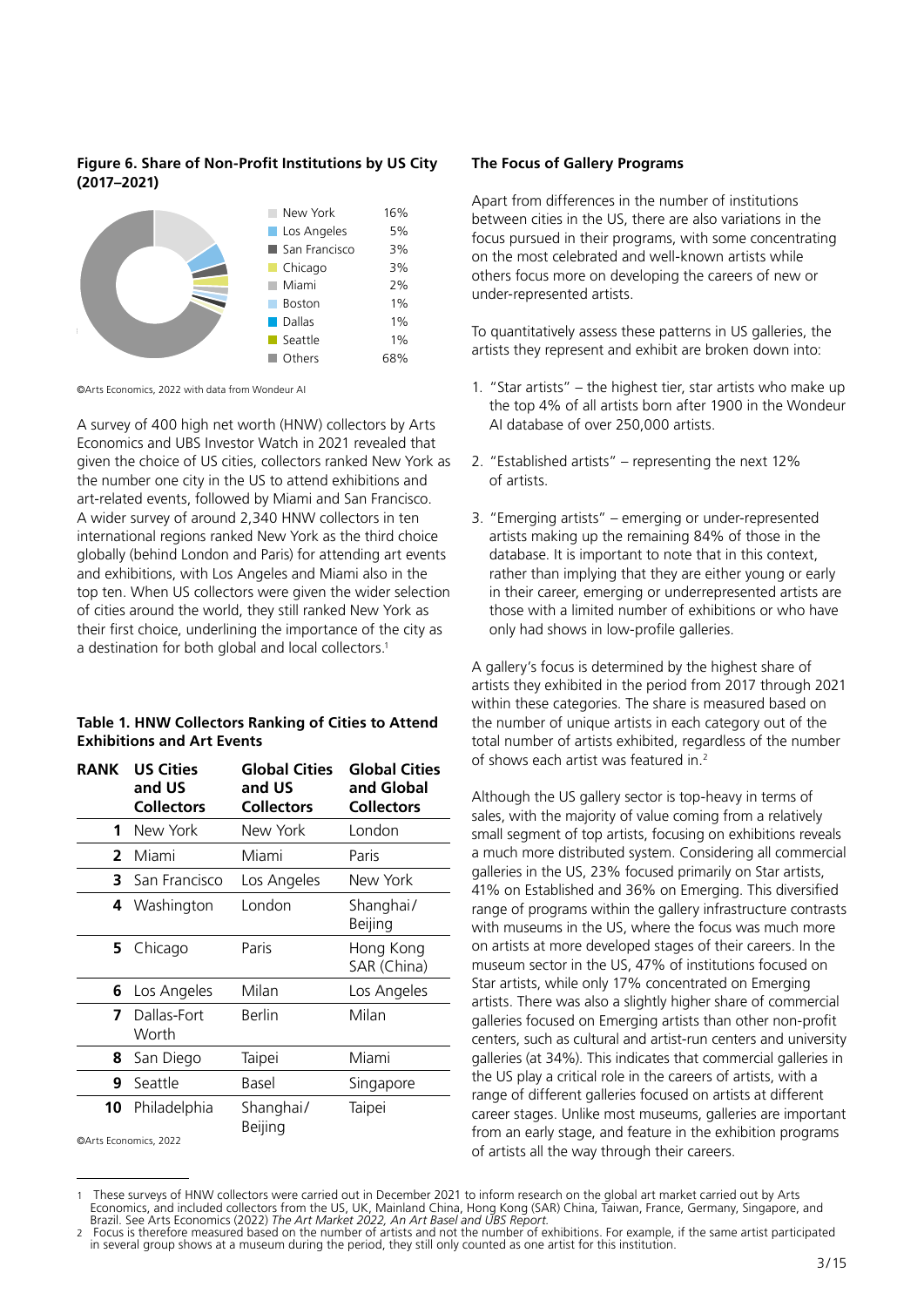**Figure 6. Share of Non-Profit Institutions by US City (2017–2021)**

| City | Share |
|---|---|
| New York | 16% |
| Los Angeles | 5% |
| San Francisco | 3% |
| Chicago | 3% |
| Miami | 2% |
| Boston | 1% |
| Dallas | 1% |
| Seattle | 1% |
| Others | 68% |

©Arts Economics, 2022 with data from Wondeur AI

A survey of 400 high net worth (HNW) collectors by Arts Economics and UBS Investor Watch in 2021 revealed that given the choice of US cities, collectors ranked New York as the number one city in the US to attend exhibitions and art-related events, followed by Miami and San Francisco. A wider survey of around 2,340 HNW collectors in ten international regions ranked New York as the third choice globally (behind London and Paris) for attending art events and exhibitions, with Los Angeles and Miami also in the top ten. When US collectors were given the wider selection of cities around the world, they still ranked New York as their first choice, underlining the importance of the city as a destination for both global and local collectors.[1]

**Table 1. HNW Collectors Ranking of Cities to Attend Exhibitions and Art Events**

| RANK | US Cities and US Collectors | Global Cities and US Collectors | Global Cities and Global Collectors |
|---|---|---|---|
| 1 | New York | New York | London |
| 2 | Miami | Miami | Paris |
| 3 | San Francisco | Los Angeles | New York |
| 4 | Washington | London | Shanghai/Beijing |
| 5 | Chicago | Paris | Hong Kong SAR (China) |
| 6 | Los Angeles | Milan | Los Angeles |
| 7 | Dallas-Fort Worth | Berlin | Milan |
| 8 | San Diego | Taipei | Miami |
| 9 | Seattle | Basel | Singapore |
| 10 | Philadelphia | Shanghai/Beijing | Taipei |

©Arts Economics, 2022

### The Focus of Gallery Programs

Apart from differences in the number of institutions between cities in the US, there are also variations in the focus pursued in their programs, with some concentrating on the most celebrated and well-known artists while others focus more on developing the careers of new or under-represented artists.

To quantitatively assess these patterns in US galleries, the artists they represent and exhibit are broken down into:

1. "Star artists" – the highest tier, star artists who make up the top 4% of all artists born after 1900 in the Wondeur AI database of over 250,000 artists.
2. "Established artists" – representing the next 12% of artists.
3. "Emerging artists" – emerging or under-represented artists making up the remaining 84% of those in the database. It is important to note that in this context, rather than implying that they are either young or early in their career, emerging or underrepresented artists are those with a limited number of exhibitions or who have only had shows in low-profile galleries.

A gallery's focus is determined by the highest share of artists they exhibited in the period from 2017 through 2021 within these categories. The share is measured based on the number of unique artists in each category out of the total number of artists exhibited, regardless of the number of shows each artist was featured in.[2]

Although the US gallery sector is top-heavy in terms of sales, with the majority of value coming from a relatively small segment of top artists, focusing on exhibitions reveals a much more distributed system. Considering all commercial galleries in the US, 23% focused primarily on Star artists, 41% on Established and 36% on Emerging. This diversified range of programs within the gallery infrastructure contrasts with museums in the US, where the focus was much more on artists at more developed stages of their careers. In the museum sector in the US, 47% of institutions focused on Star artists, while only 17% concentrated on Emerging artists. There was also a slightly higher share of commercial galleries focused on Emerging artists than other non-profit centers, such as cultural and artist-run centers and university galleries (at 34%). This indicates that commercial galleries in the US play a critical role in the careers of artists, with a range of different galleries focused on artists at different career stages. Unlike most museums, galleries are important from an early stage, and feature in the exhibition programs of artists all the way through their careers.

---

[1] These surveys of HNW collectors were carried out in December 2021 to inform research on the global art market carried out by Arts Economics, and included collectors from the US, UK, Mainland China, Hong Kong (SAR) China, Taiwan, France, Germany, Singapore, and Brazil. See Arts Economics (2022) *The Art Market 2022, An Art Basel and UBS Report.*

[2] Focus is therefore measured based on the number of artists and not the number of exhibitions. For example, if the same artist participated in several group shows at a museum during the period, they still only counted as one artist for this institution.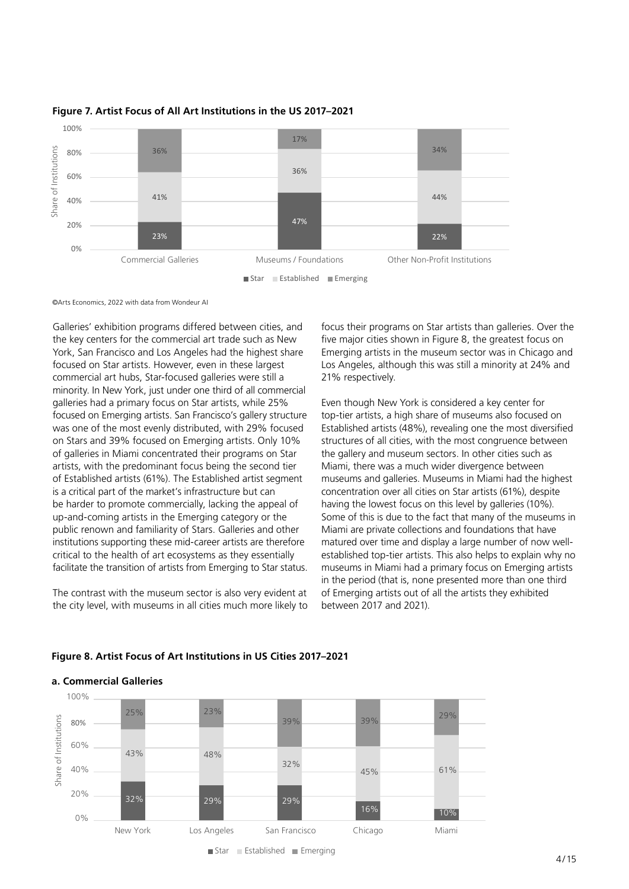**Figure 7. Artist Focus of All Art Institutions in the US 2017–2021**

| | Star | Established | Emerging |
|---|---|---|---|
| Commercial Galleries | 23% | 41% | 36% |
| Museums / Foundations | 47% | 36% | 17% |
| Other Non-Profit Institutions | 22% | 44% | 34% |

©Arts Economics, 2022 with data from Wondeur AI

Galleries' exhibition programs differed between cities, and the key centers for the commercial art trade such as New York, San Francisco and Los Angeles had the highest share focused on Star artists. However, even in these largest commercial art hubs, Star-focused galleries were still a minority. In New York, just under one third of all commercial galleries had a primary focus on Star artists, while 25% focused on Emerging artists. San Francisco's gallery structure was one of the most evenly distributed, with 29% focused on Stars and 39% focused on Emerging artists. Only 10% of galleries in Miami concentrated their programs on Star artists, with the predominant focus being the second tier of Established artists (61%). The Established artist segment is a critical part of the market's infrastructure but can be harder to promote commercially, lacking the appeal of up-and-coming artists in the Emerging category or the public renown and familiarity of Stars. Galleries and other institutions supporting these mid-career artists are therefore critical to the health of art ecosystems as they essentially facilitate the transition of artists from Emerging to Star status.

The contrast with the museum sector is also very evident at the city level, with museums in all cities much more likely to focus their programs on Star artists than galleries. Over the five major cities shown in Figure 8, the greatest focus on Emerging artists in the museum sector was in Chicago and Los Angeles, although this was still a minority at 24% and 21% respectively.

Even though New York is considered a key center for top-tier artists, a high share of museums also focused on Established artists (48%), revealing one the most diversified structures of all cities, with the most congruence between the gallery and museum sectors. In other cities such as Miami, there was a much wider divergence between museums and galleries. Museums in Miami had the highest concentration over all cities on Star artists (61%), despite having the lowest focus on this level by galleries (10%). Some of this is due to the fact that many of the museums in Miami are private collections and foundations that have matured over time and display a large number of now well-established top-tier artists. This also helps to explain why no museums in Miami had a primary focus on Emerging artists in the period (that is, none presented more than one third of Emerging artists out of all the artists they exhibited between 2017 and 2021).

**Figure 8. Artist Focus of Art Institutions in US Cities 2017–2021**

**a. Commercial Galleries**

| | Star | Established | Emerging |
|---|---|---|---|
| New York | 32% | 43% | 25% |
| Los Angeles | 29% | 48% | 23% |
| San Francisco | 29% | 32% | 39% |
| Chicago | 16% | 45% | 39% |
| Miami | 10% | 61% | 29% |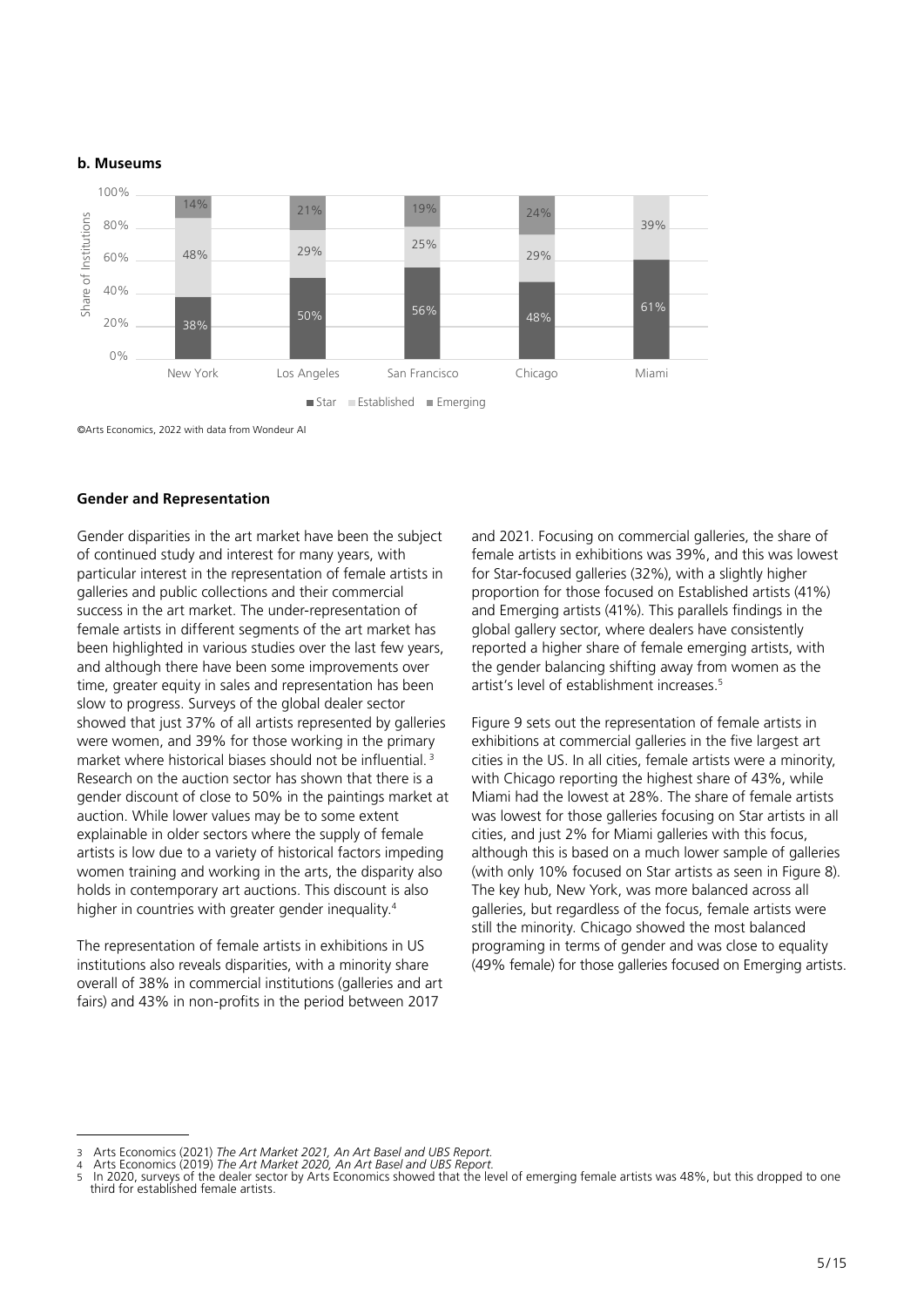**b. Museums**

| | Star | Established | Emerging |
|---|---|---|---|
| New York | 38% | 48% | 14% |
| Los Angeles | 50% | 29% | 21% |
| San Francisco | 56% | 25% | 19% |
| Chicago | 48% | 29% | 24% |
| Miami | 61% | 39% | |

©Arts Economics, 2022 with data from Wondeur AI

### Gender and Representation

Gender disparities in the art market have been the subject of continued study and interest for many years, with particular interest in the representation of female artists in galleries and public collections and their commercial success in the art market. The under-representation of female artists in different segments of the art market has been highlighted in various studies over the last few years, and although there have been some improvements over time, greater equity in sales and representation has been slow to progress. Surveys of the global dealer sector showed that just 37% of all artists represented by galleries were women, and 39% for those working in the primary market where historical biases should not be influential.[3] Research on the auction sector has shown that there is a gender discount of close to 50% in the paintings market at auction. While lower values may be to some extent explainable in older sectors where the supply of female artists is low due to a variety of historical factors impeding women training and working in the arts, the disparity also holds in contemporary art auctions. This discount is also higher in countries with greater gender inequality.[4]

The representation of female artists in exhibitions in US institutions also reveals disparities, with a minority share overall of 38% in commercial institutions (galleries and art fairs) and 43% in non-profits in the period between 2017 and 2021. Focusing on commercial galleries, the share of female artists in exhibitions was 39%, and this was lowest for Star-focused galleries (32%), with a slightly higher proportion for those focused on Established artists (41%) and Emerging artists (41%). This parallels findings in the global gallery sector, where dealers have consistently reported a higher share of female emerging artists, with the gender balancing shifting away from women as the artist's level of establishment increases.[5]

Figure 9 sets out the representation of female artists in exhibitions at commercial galleries in the five largest art cities in the US. In all cities, female artists were a minority, with Chicago reporting the highest share of 43%, while Miami had the lowest at 28%. The share of female artists was lowest for those galleries focusing on Star artists in all cities, and just 2% for Miami galleries with this focus, although this is based on a much lower sample of galleries (with only 10% focused on Star artists as seen in Figure 8). The key hub, New York, was more balanced across all galleries, but regardless of the focus, female artists were still the minority. Chicago showed the most balanced programing in terms of gender and was close to equality (49% female) for those galleries focused on Emerging artists.

---

3 Arts Economics (2021) *The Art Market 2021, An Art Basel and UBS Report.*

4 Arts Economics (2019) *The Art Market 2020, An Art Basel and UBS Report.*

5 In 2020, surveys of the dealer sector by Arts Economics showed that the level of emerging female artists was 48%, but this dropped to one third for established female artists.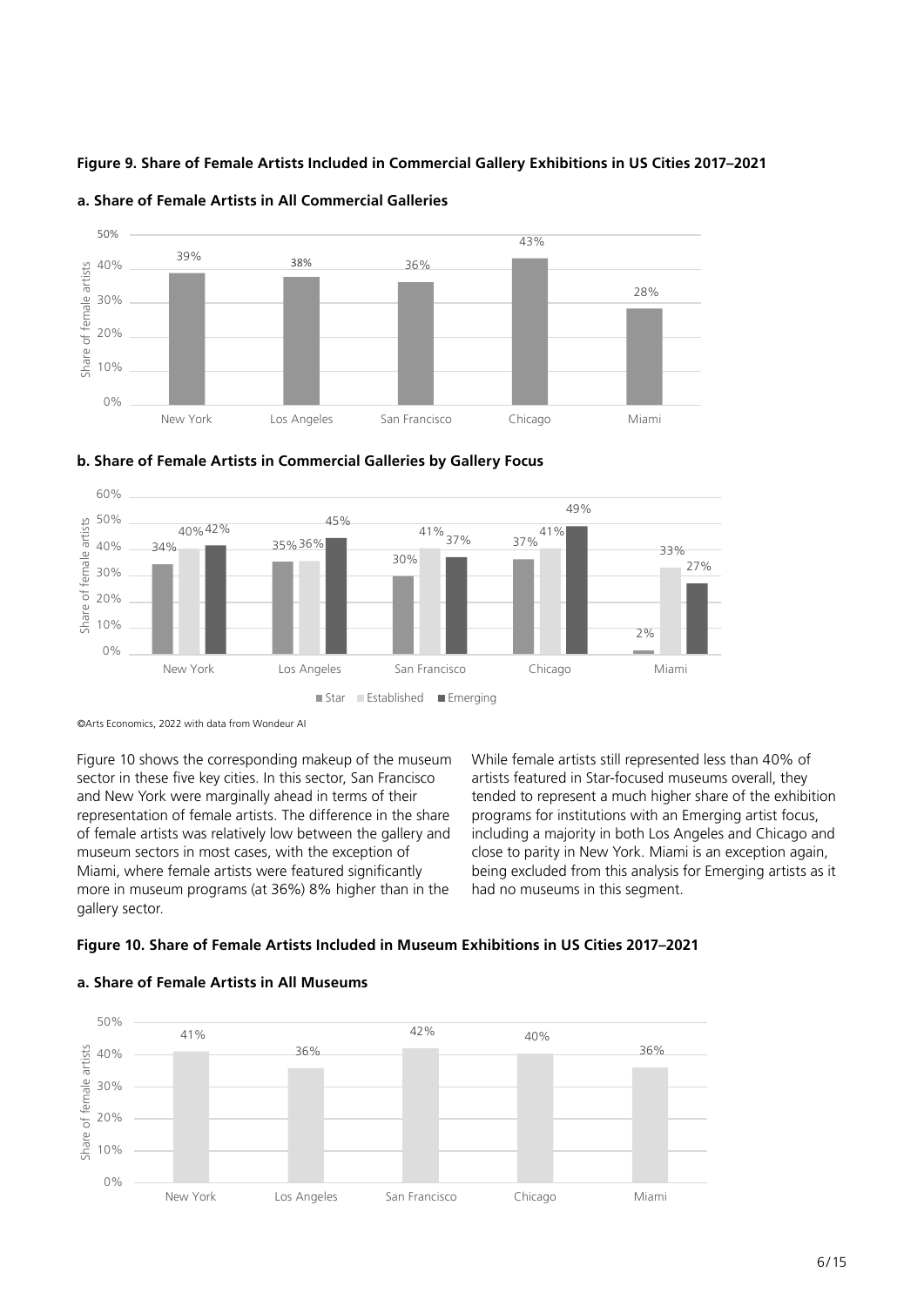**Figure 9. Share of Female Artists Included in Commercial Gallery Exhibitions in US Cities 2017–2021**

**a. Share of Female Artists in All Commercial Galleries**

| City | Share of female artists |
| --- | --- |
| New York | 39% |
| Los Angeles | 38% |
| San Francisco | 36% |
| Chicago | 43% |
| Miami | 28% |

**b. Share of Female Artists in Commercial Galleries by Gallery Focus**

| City | Star | Established | Emerging |
| --- | --- | --- | --- |
| New York | 34% | 40% | 42% |
| Los Angeles | 35% | 36% | 45% |
| San Francisco | 30% | 41% | 37% |
| Chicago | 37% | 41% | 49% |
| Miami | 2% | 33% | 27% |

©Arts Economics, 2022 with data from Wondeur AI

Figure 10 shows the corresponding makeup of the museum sector in these five key cities. In this sector, San Francisco and New York were marginally ahead in terms of their representation of female artists. The difference in the share of female artists was relatively low between the gallery and museum sectors in most cases, with the exception of Miami, where female artists were featured significantly more in museum programs (at 36%) 8% higher than in the gallery sector.

While female artists still represented less than 40% of artists featured in Star-focused museums overall, they tended to represent a much higher share of the exhibition programs for institutions with an Emerging artist focus, including a majority in both Los Angeles and Chicago and close to parity in New York. Miami is an exception again, being excluded from this analysis for Emerging artists as it had no museums in this segment.

**Figure 10. Share of Female Artists Included in Museum Exhibitions in US Cities 2017–2021**

**a. Share of Female Artists in All Museums**

| City | Share of female artists |
| --- | --- |
| New York | 41% |
| Los Angeles | 36% |
| San Francisco | 42% |
| Chicago | 40% |
| Miami | 36% |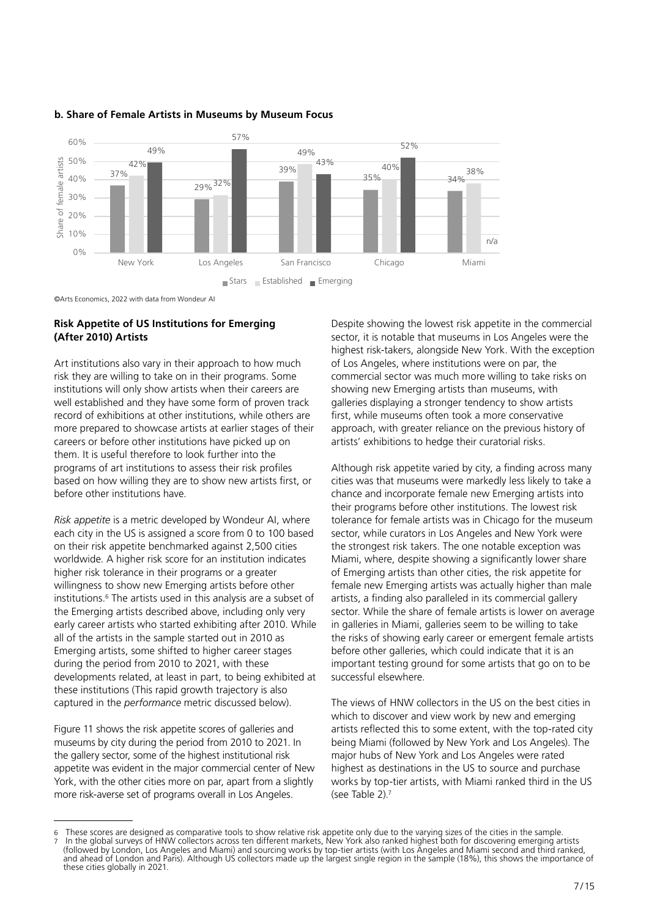**b. Share of Female Artists in Museums by Museum Focus**

| City | Stars | Established | Emerging |
|---|---|---|---|
| New York | 37% | 42% | 49% |
| Los Angeles | 29% | 32% | 57% |
| San Francisco | 39% | 49% | 43% |
| Chicago | 35% | 40% | 52% |
| Miami | 34% | 38% | n/a |

©Arts Economics, 2022 with data from Wondeur AI

**Risk Appetite of US Institutions for Emerging (After 2010) Artists**

Art institutions also vary in their approach to how much risk they are willing to take on in their programs. Some institutions will only show artists when their careers are well established and they have some form of proven track record of exhibitions at other institutions, while others are more prepared to showcase artists at earlier stages of their careers or before other institutions have picked up on them. It is useful therefore to look further into the programs of art institutions to assess their risk profiles based on how willing they are to show new artists first, or before other institutions have.

*Risk appetite* is a metric developed by Wondeur AI, where each city in the US is assigned a score from 0 to 100 based on their risk appetite benchmarked against 2,500 cities worldwide. A higher risk score for an institution indicates higher risk tolerance in their programs or a greater willingness to show new Emerging artists before other institutions.[6] The artists used in this analysis are a subset of the Emerging artists described above, including only very early career artists who started exhibiting after 2010. While all of the artists in the sample started out in 2010 as Emerging artists, some shifted to higher career stages during the period from 2010 to 2021, with these developments related, at least in part, to being exhibited at these institutions (This rapid growth trajectory is also captured in the *performance* metric discussed below).

Figure 11 shows the risk appetite scores of galleries and museums by city during the period from 2010 to 2021. In the gallery sector, some of the highest institutional risk appetite was evident in the major commercial center of New York, with the other cities more on par, apart from a slightly more risk-averse set of programs overall in Los Angeles.

Despite showing the lowest risk appetite in the commercial sector, it is notable that museums in Los Angeles were the highest risk-takers, alongside New York. With the exception of Los Angeles, where institutions were on par, the commercial sector was much more willing to take risks on showing new Emerging artists than museums, with galleries displaying a stronger tendency to show artists first, while museums often took a more conservative approach, with greater reliance on the previous history of artists' exhibitions to hedge their curatorial risks.

Although risk appetite varied by city, a finding across many cities was that museums were markedly less likely to take a chance and incorporate female new Emerging artists into their programs before other institutions. The lowest risk tolerance for female artists was in Chicago for the museum sector, while curators in Los Angeles and New York were the strongest risk takers. The one notable exception was Miami, where, despite showing a significantly lower share of Emerging artists than other cities, the risk appetite for female new Emerging artists was actually higher than male artists, a finding also paralleled in its commercial gallery sector. While the share of female artists is lower on average in galleries in Miami, galleries seem to be willing to take the risks of showing early career or emergent female artists before other galleries, which could indicate that it is an important testing ground for some artists that go on to be successful elsewhere.

The views of HNW collectors in the US on the best cities in which to discover and view work by new and emerging artists reflected this to some extent, with the top-rated city being Miami (followed by New York and Los Angeles). The major hubs of New York and Los Angeles were rated highest as destinations in the US to source and purchase works by top-tier artists, with Miami ranked third in the US (see Table 2).[7]

---

6 These scores are designed as comparative tools to show relative risk appetite only due to the varying sizes of the cities in the sample.

7 In the global surveys of HNW collectors across ten different markets, New York also ranked highest both for discovering emerging artists (followed by London, Los Angeles and Miami) and sourcing works by top-tier artists (with Los Angeles and Miami second and third ranked, and ahead of London and Paris). Although US collectors made up the largest single region in the sample (18%), this shows the importance of these cities globally in 2021.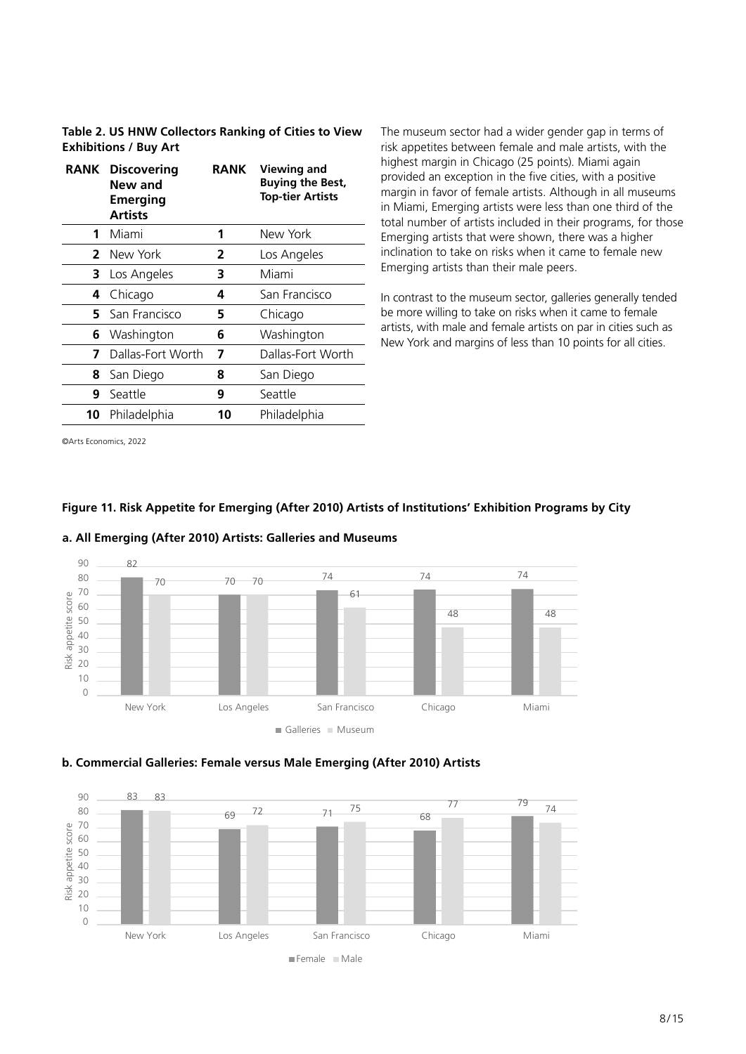**Table 2. US HNW Collectors Ranking of Cities to View Exhibitions / Buy Art**

| RANK | Discovering New and Emerging Artists | RANK | Viewing and Buying the Best, Top-tier Artists |
|---|---|---|---|
| 1 | Miami | 1 | New York |
| 2 | New York | 2 | Los Angeles |
| 3 | Los Angeles | 3 | Miami |
| 4 | Chicago | 4 | San Francisco |
| 5 | San Francisco | 5 | Chicago |
| 6 | Washington | 6 | Washington |
| 7 | Dallas-Fort Worth | 7 | Dallas-Fort Worth |
| 8 | San Diego | 8 | San Diego |
| 9 | Seattle | 9 | Seattle |
| 10 | Philadelphia | 10 | Philadelphia |

©Arts Economics, 2022

The museum sector had a wider gender gap in terms of risk appetites between female and male artists, with the highest margin in Chicago (25 points). Miami again provided an exception in the five cities, with a positive margin in favor of female artists. Although in all museums in Miami, Emerging artists were less than one third of the total number of artists included in their programs, for those Emerging artists that were shown, there was a higher inclination to take on risks when it came to female new Emerging artists than their male peers.

In contrast to the museum sector, galleries generally tended be more willing to take on risks when it came to female artists, with male and female artists on par in cities such as New York and margins of less than 10 points for all cities.

**Figure 11. Risk Appetite for Emerging (After 2010) Artists of Institutions' Exhibition Programs by City**

**a. All Emerging (After 2010) Artists: Galleries and Museums**

| City | Galleries | Museum |
|---|---|---|
| New York | 82 | 70 |
| Los Angeles | 70 | 70 |
| San Francisco | 74 | 61 |
| Chicago | 74 | 48 |
| Miami | 74 | 48 |

**b. Commercial Galleries: Female versus Male Emerging (After 2010) Artists**

| City | Female | Male |
|---|---|---|
| New York | 83 | 83 |
| Los Angeles | 69 | 72 |
| San Francisco | 71 | 75 |
| Chicago | 68 | 77 |
| Miami | 79 | 74 |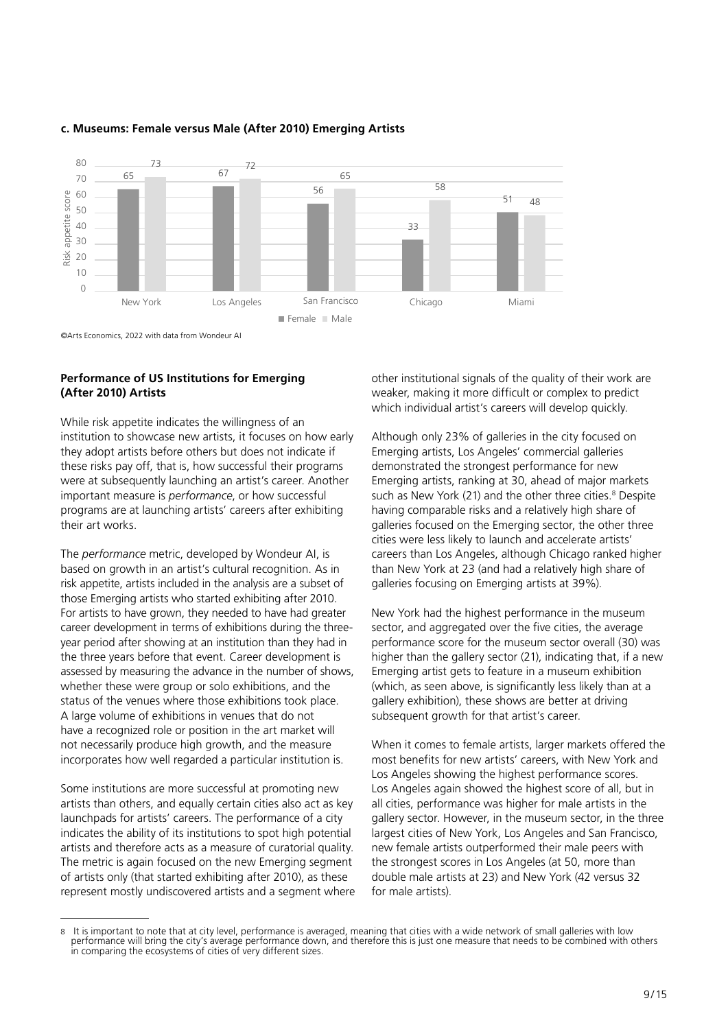#### c. Museums: Female versus Male (After 2010) Emerging Artists

| City | Female | Male |
|---|---|---|
| New York | 65 | 73 |
| Los Angeles | 67 | 72 |
| San Francisco | 56 | 65 |
| Chicago | 33 | 58 |
| Miami | 51 | 48 |

Risk appetite score

©Arts Economics, 2022 with data from Wondeur AI

### Performance of US Institutions for Emerging (After 2010) Artists

While risk appetite indicates the willingness of an institution to showcase new artists, it focuses on how early they adopt artists before others but does not indicate if these risks pay off, that is, how successful their programs were at subsequently launching an artist's career. Another important measure is *performance*, or how successful programs are at launching artists' careers after exhibiting their art works.

The *performance* metric, developed by Wondeur AI, is based on growth in an artist's cultural recognition. As in risk appetite, artists included in the analysis are a subset of those Emerging artists who started exhibiting after 2010. For artists to have grown, they needed to have had greater career development in terms of exhibitions during the three-year period after showing at an institution than they had in the three years before that event. Career development is assessed by measuring the advance in the number of shows, whether these were group or solo exhibitions, and the status of the venues where those exhibitions took place. A large volume of exhibitions in venues that do not have a recognized role or position in the art market will not necessarily produce high growth, and the measure incorporates how well regarded a particular institution is.

Some institutions are more successful at promoting new artists than others, and equally certain cities also act as key launchpads for artists' careers. The performance of a city indicates the ability of its institutions to spot high potential artists and therefore acts as a measure of curatorial quality. The metric is again focused on the new Emerging segment of artists only (that started exhibiting after 2010), as these represent mostly undiscovered artists and a segment where other institutional signals of the quality of their work are weaker, making it more difficult or complex to predict which individual artist's careers will develop quickly.

Although only 23% of galleries in the city focused on Emerging artists, Los Angeles' commercial galleries demonstrated the strongest performance for new Emerging artists, ranking at 30, ahead of major markets such as New York (21) and the other three cities.[8] Despite having comparable risks and a relatively high share of galleries focused on the Emerging sector, the other three cities were less likely to launch and accelerate artists' careers than Los Angeles, although Chicago ranked higher than New York at 23 (and had a relatively high share of galleries focusing on Emerging artists at 39%).

New York had the highest performance in the museum sector, and aggregated over the five cities, the average performance score for the museum sector overall (30) was higher than the gallery sector (21), indicating that, if a new Emerging artist gets to feature in a museum exhibition (which, as seen above, is significantly less likely than at a gallery exhibition), these shows are better at driving subsequent growth for that artist's career.

When it comes to female artists, larger markets offered the most benefits for new artists' careers, with New York and Los Angeles showing the highest performance scores. Los Angeles again showed the highest score of all, but in all cities, performance was higher for male artists in the gallery sector. However, in the museum sector, in the three largest cities of New York, Los Angeles and San Francisco, new female artists outperformed their male peers with the strongest scores in Los Angeles (at 50, more than double male artists at 23) and New York (42 versus 32 for male artists).

---

8 It is important to note that at city level, performance is averaged, meaning that cities with a wide network of small galleries with low performance will bring the city's average performance down, and therefore this is just one measure that needs to be combined with others in comparing the ecosystems of cities of very different sizes.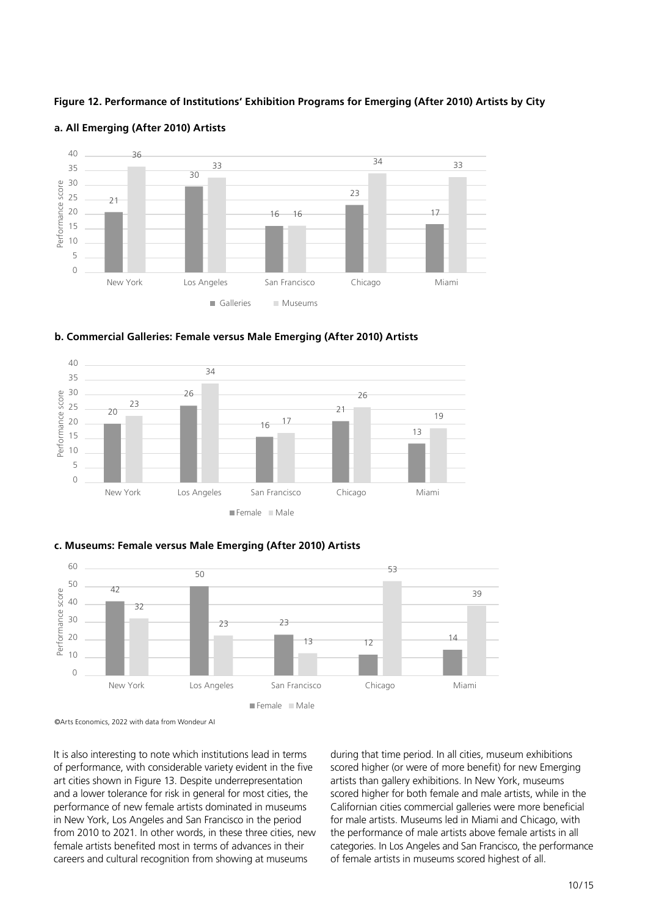**Figure 12. Performance of Institutions' Exhibition Programs for Emerging (After 2010) Artists by City**

**a. All Emerging (After 2010) Artists**

| City | Galleries | Museums |
|---|---|---|
| New York | 21 | 36 |
| Los Angeles | 30 | 33 |
| San Francisco | 16 | 16 |
| Chicago | 23 | 34 |
| Miami | 17 | 33 |

**b. Commercial Galleries: Female versus Male Emerging (After 2010) Artists**

| City | Female | Male |
|---|---|---|
| New York | 20 | 23 |
| Los Angeles | 26 | 34 |
| San Francisco | 16 | 17 |
| Chicago | 21 | 26 |
| Miami | 13 | 19 |

**c. Museums: Female versus Male Emerging (After 2010) Artists**

| City | Female | Male |
|---|---|---|
| New York | 42 | 32 |
| Los Angeles | 50 | 23 |
| San Francisco | 23 | 13 |
| Chicago | 12 | 53 |
| Miami | 14 | 39 |

©Arts Economics, 2022 with data from Wondeur AI

It is also interesting to note which institutions lead in terms of performance, with considerable variety evident in the five art cities shown in Figure 13. Despite underrepresentation and a lower tolerance for risk in general for most cities, the performance of new female artists dominated in museums in New York, Los Angeles and San Francisco in the period from 2010 to 2021. In other words, in these three cities, new female artists benefited most in terms of advances in their careers and cultural recognition from showing at museums during that time period. In all cities, museum exhibitions scored higher (or were of more benefit) for new Emerging artists than gallery exhibitions. In New York, museums scored higher for both female and male artists, while in the Californian cities commercial galleries were more beneficial for male artists. Museums led in Miami and Chicago, with the performance of male artists above female artists in all categories. In Los Angeles and San Francisco, the performance of female artists in museums scored highest of all.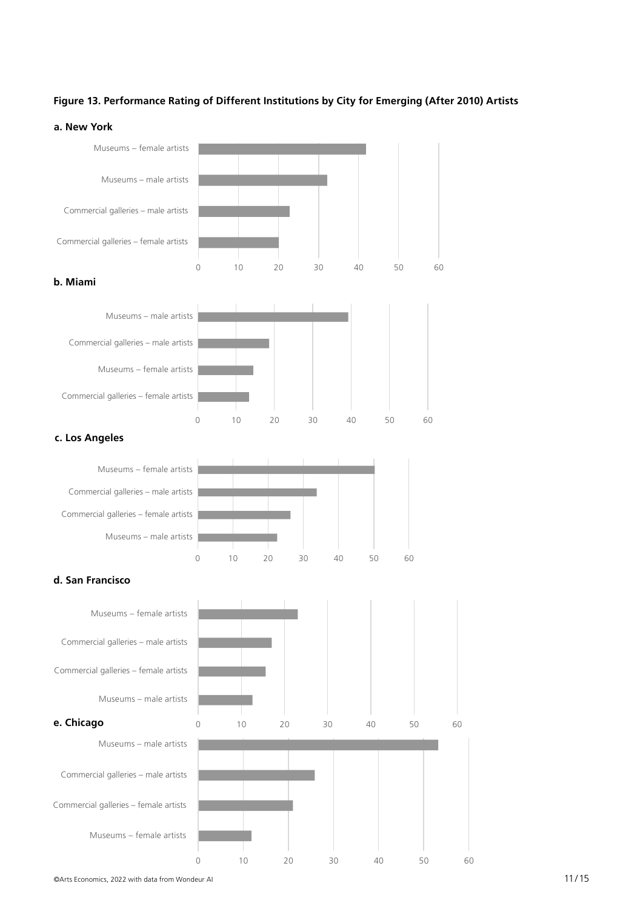**Figure 13. Performance Rating of Different Institutions by City for Emerging (After 2010) Artists**

**a. New York**

Museums – female artists

Museums – male artists

Commercial galleries – male artists

Commercial galleries – female artists

0 10 20 30 40 50 60

**b. Miami**

Museums – male artists

Commercial galleries – male artists

Museums – female artists

Commercial galleries – female artists

0 10 20 30 40 50 60

**c. Los Angeles**

Museums – female artists

Commercial galleries – male artists

Commercial galleries – female artists

Museums – male artists

0 10 20 30 40 50 60

**d. San Francisco**

Museums – female artists

Commercial galleries – male artists

Commercial galleries – female artists

Museums – male artists

0 10 20 30 40 50 60

**e. Chicago**

Museums – male artists

Commercial galleries – male artists

Commercial galleries – female artists

Museums – female artists

0 10 20 30 40 50 60

©Arts Economics, 2022 with data from Wondeur AI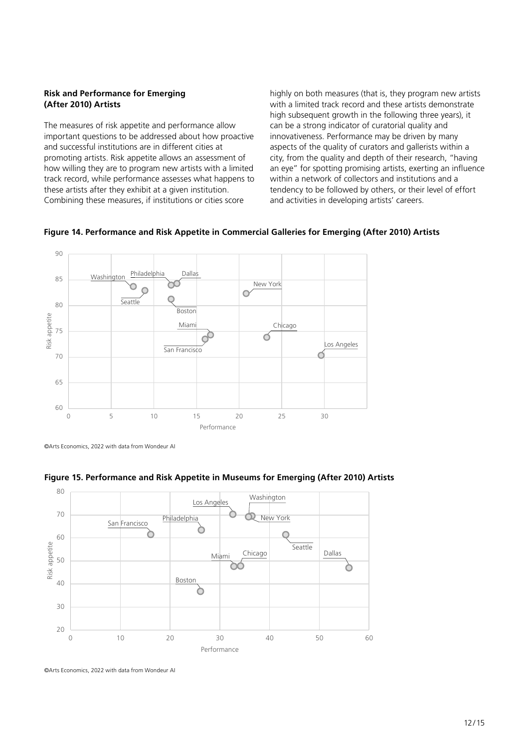### Risk and Performance for Emerging (After 2010) Artists

The measures of risk appetite and performance allow important questions to be addressed about how proactive and successful institutions are in different cities at promoting artists. Risk appetite allows an assessment of how willing they are to program new artists with a limited track record, while performance assesses what happens to these artists after they exhibit at a given institution. Combining these measures, if institutions or cities score highly on both measures (that is, they program new artists with a limited track record and these artists demonstrate high subsequent growth in the following three years), it can be a strong indicator of curatorial quality and innovativeness. Performance may be driven by many aspects of the quality of curators and gallerists within a city, from the quality and depth of their research, "having an eye" for spotting promising artists, exerting an influence within a network of collectors and institutions and a tendency to be followed by others, or their level of effort and activities in developing artists' careers.

**Figure 14. Performance and Risk Appetite in Commercial Galleries for Emerging (After 2010) Artists**

©Arts Economics, 2022 with data from Wondeur AI

**Figure 15. Performance and Risk Appetite in Museums for Emerging (After 2010) Artists**

©Arts Economics, 2022 with data from Wondeur AI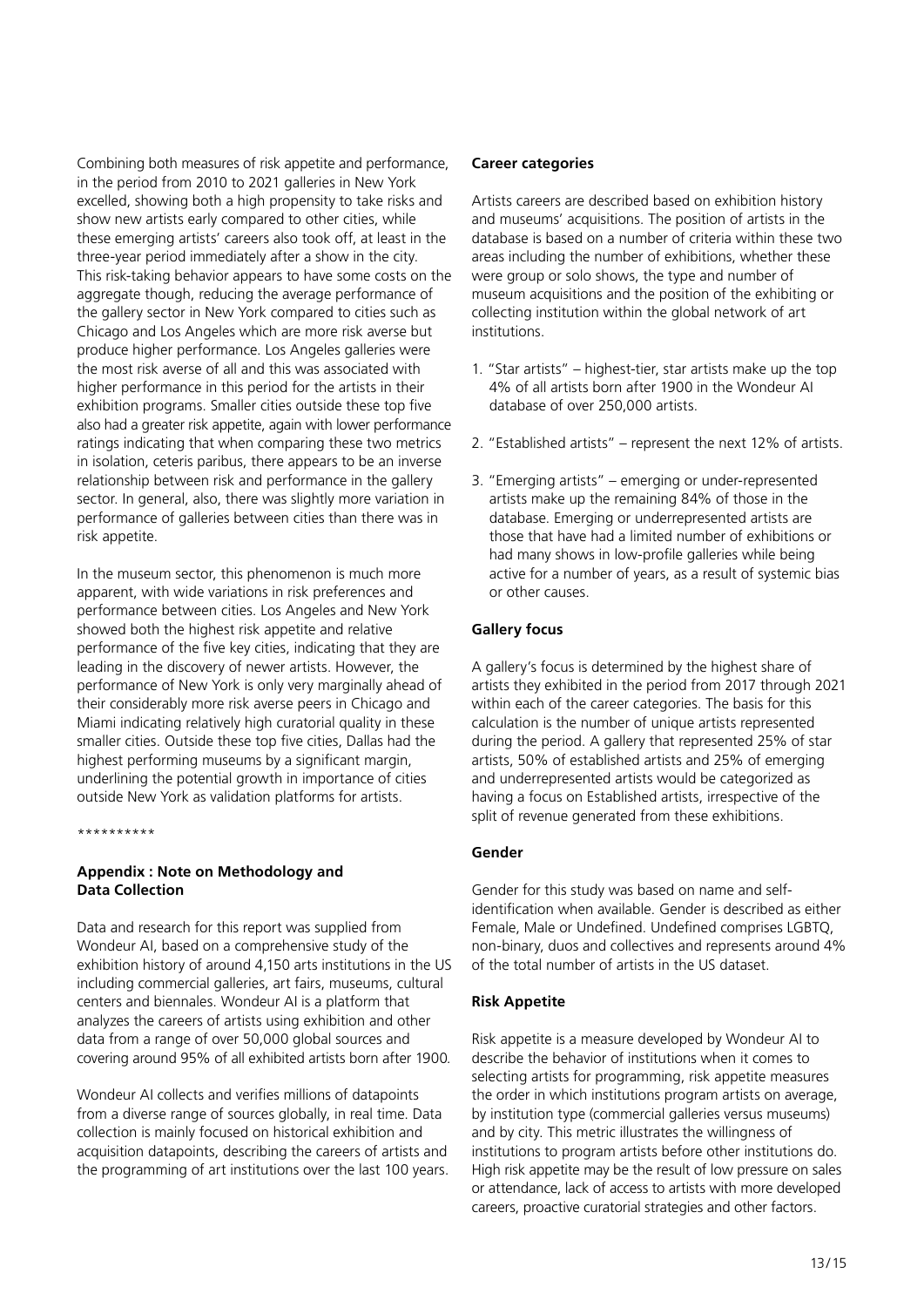Combining both measures of risk appetite and performance, in the period from 2010 to 2021 galleries in New York excelled, showing both a high propensity to take risks and show new artists early compared to other cities, while these emerging artists' careers also took off, at least in the three-year period immediately after a show in the city. This risk-taking behavior appears to have some costs on the aggregate though, reducing the average performance of the gallery sector in New York compared to cities such as Chicago and Los Angeles which are more risk averse but produce higher performance. Los Angeles galleries were the most risk averse of all and this was associated with higher performance in this period for the artists in their exhibition programs. Smaller cities outside these top five also had a greater risk appetite, again with lower performance ratings indicating that when comparing these two metrics in isolation, ceteris paribus, there appears to be an inverse relationship between risk and performance in the gallery sector. In general, also, there was slightly more variation in performance of galleries between cities than there was in risk appetite.

In the museum sector, this phenomenon is much more apparent, with wide variations in risk preferences and performance between cities. Los Angeles and New York showed both the highest risk appetite and relative performance of the five key cities, indicating that they are leading in the discovery of newer artists. However, the performance of New York is only very marginally ahead of their considerably more risk averse peers in Chicago and Miami indicating relatively high curatorial quality in these smaller cities. Outside these top five cities, Dallas had the highest performing museums by a significant margin, underlining the potential growth in importance of cities outside New York as validation platforms for artists.

**********

## Appendix : Note on Methodology and Data Collection

Data and research for this report was supplied from Wondeur AI, based on a comprehensive study of the exhibition history of around 4,150 arts institutions in the US including commercial galleries, art fairs, museums, cultural centers and biennales. Wondeur AI is a platform that analyzes the careers of artists using exhibition and other data from a range of over 50,000 global sources and covering around 95% of all exhibited artists born after 1900.

Wondeur AI collects and verifies millions of datapoints from a diverse range of sources globally, in real time. Data collection is mainly focused on historical exhibition and acquisition datapoints, describing the careers of artists and the programming of art institutions over the last 100 years.

### Career categories

Artists careers are described based on exhibition history and museums' acquisitions. The position of artists in the database is based on a number of criteria within these two areas including the number of exhibitions, whether these were group or solo shows, the type and number of museum acquisitions and the position of the exhibiting or collecting institution within the global network of art institutions.

1. "Star artists" – highest-tier, star artists make up the top 4% of all artists born after 1900 in the Wondeur AI database of over 250,000 artists.
2. "Established artists" – represent the next 12% of artists.
3. "Emerging artists" – emerging or under-represented artists make up the remaining 84% of those in the database. Emerging or underrepresented artists are those that have had a limited number of exhibitions or had many shows in low-profile galleries while being active for a number of years, as a result of systemic bias or other causes.

### Gallery focus

A gallery's focus is determined by the highest share of artists they exhibited in the period from 2017 through 2021 within each of the career categories. The basis for this calculation is the number of unique artists represented during the period. A gallery that represented 25% of star artists, 50% of established artists and 25% of emerging and underrepresented artists would be categorized as having a focus on Established artists, irrespective of the split of revenue generated from these exhibitions.

### Gender

Gender for this study was based on name and self-identification when available. Gender is described as either Female, Male or Undefined. Undefined comprises LGBTQ, non-binary, duos and collectives and represents around 4% of the total number of artists in the US dataset.

### Risk Appetite

Risk appetite is a measure developed by Wondeur AI to describe the behavior of institutions when it comes to selecting artists for programming, risk appetite measures the order in which institutions program artists on average, by institution type (commercial galleries versus museums) and by city. This metric illustrates the willingness of institutions to program artists before other institutions do. High risk appetite may be the result of low pressure on sales or attendance, lack of access to artists with more developed careers, proactive curatorial strategies and other factors.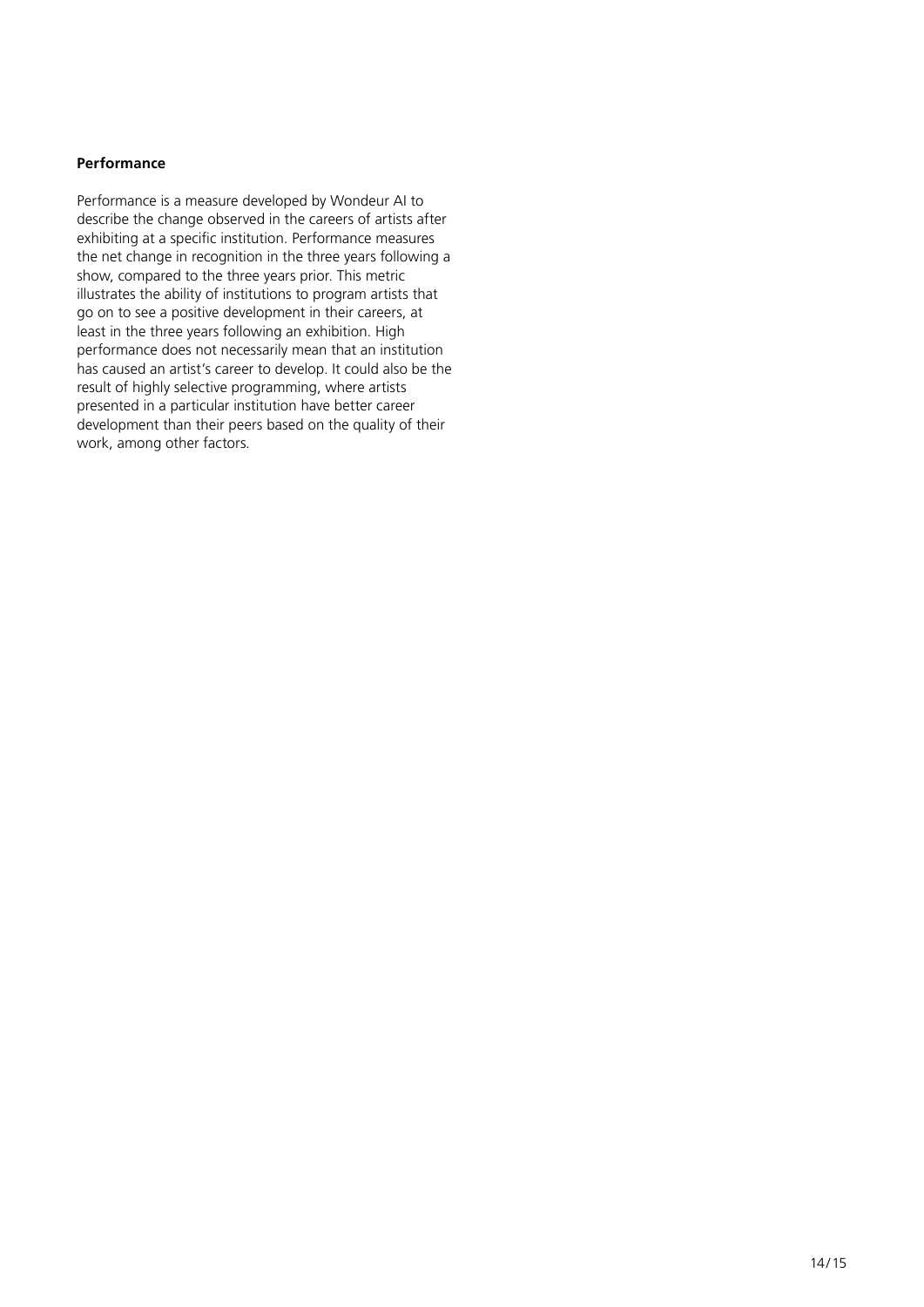**Performance**

Performance is a measure developed by Wondeur AI to describe the change observed in the careers of artists after exhibiting at a specific institution. Performance measures the net change in recognition in the three years following a show, compared to the three years prior. This metric illustrates the ability of institutions to program artists that go on to see a positive development in their careers, at least in the three years following an exhibition. High performance does not necessarily mean that an institution has caused an artist's career to develop. It could also be the result of highly selective programming, where artists presented in a particular institution have better career development than their peers based on the quality of their work, among other factors.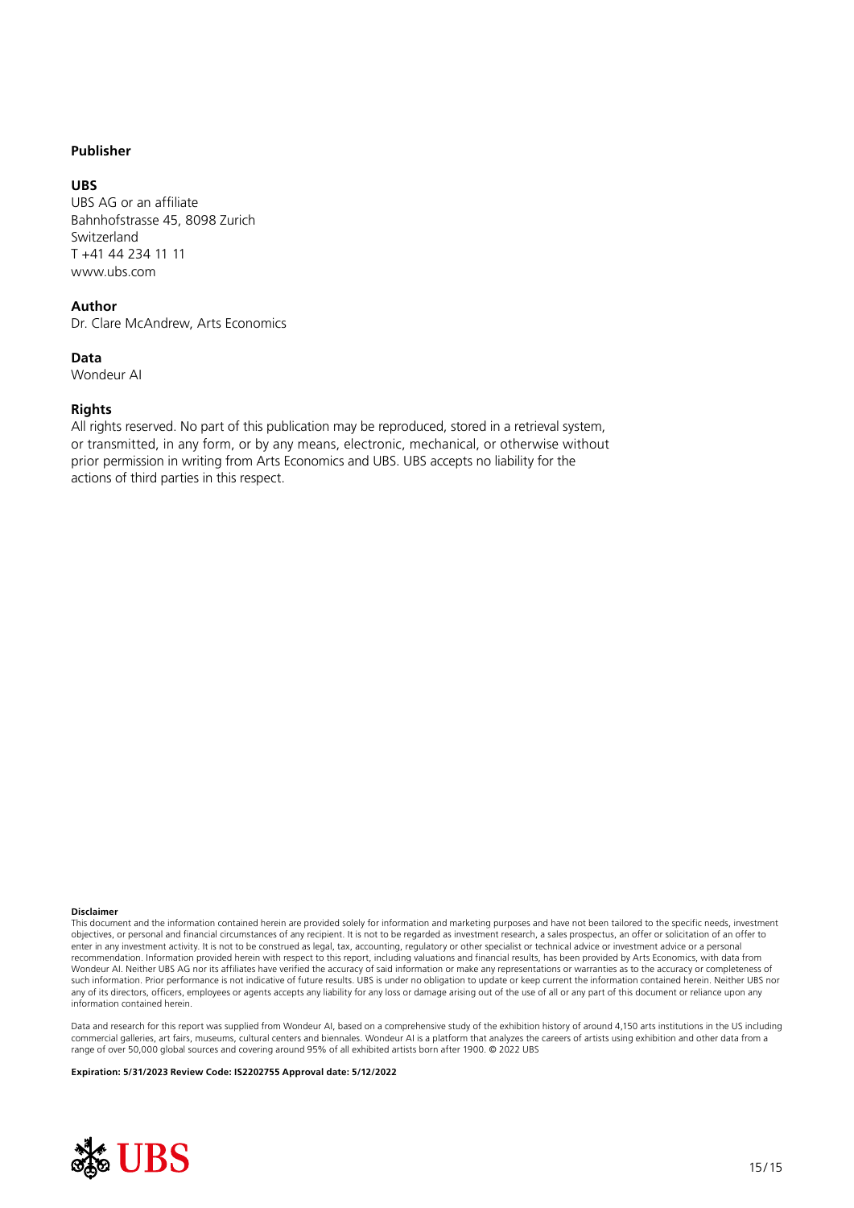**Publisher**

**UBS**
UBS AG or an affiliate
Bahnhofstrasse 45, 8098 Zurich
Switzerland
T +41 44 234 11 11
www.ubs.com

**Author**
Dr. Clare McAndrew, Arts Economics

**Data**
Wondeur AI

**Rights**
All rights reserved. No part of this publication may be reproduced, stored in a retrieval system, or transmitted, in any form, or by any means, electronic, mechanical, or otherwise without prior permission in writing from Arts Economics and UBS. UBS accepts no liability for the actions of third parties in this respect.

**Disclaimer**
This document and the information contained herein are provided solely for information and marketing purposes and have not been tailored to the specific needs, investment objectives, or personal and financial circumstances of any recipient. It is not to be regarded as investment research, a sales prospectus, an offer or solicitation of an offer to enter in any investment activity. It is not to be construed as legal, tax, accounting, regulatory or other specialist or technical advice or investment advice or a personal recommendation. Information provided herein with respect to this report, including valuations and financial results, has been provided by Arts Economics, with data from Wondeur AI. Neither UBS AG nor its affiliates have verified the accuracy of said information or make any representations or warranties as to the accuracy or completeness of such information. Prior performance is not indicative of future results. UBS is under no obligation to update or keep current the information contained herein. Neither UBS nor any of its directors, officers, employees or agents accepts any liability for any loss or damage arising out of the use of all or any part of this document or reliance upon any information contained herein.

Data and research for this report was supplied from Wondeur AI, based on a comprehensive study of the exhibition history of around 4,150 arts institutions in the US including commercial galleries, art fairs, museums, cultural centers and biennales. Wondeur AI is a platform that analyzes the careers of artists using exhibition and other data from a range of over 50,000 global sources and covering around 95% of all exhibited artists born after 1900. © 2022 UBS

**Expiration: 5/31/2023 Review Code: IS2202755 Approval date: 5/12/2022**

UBS